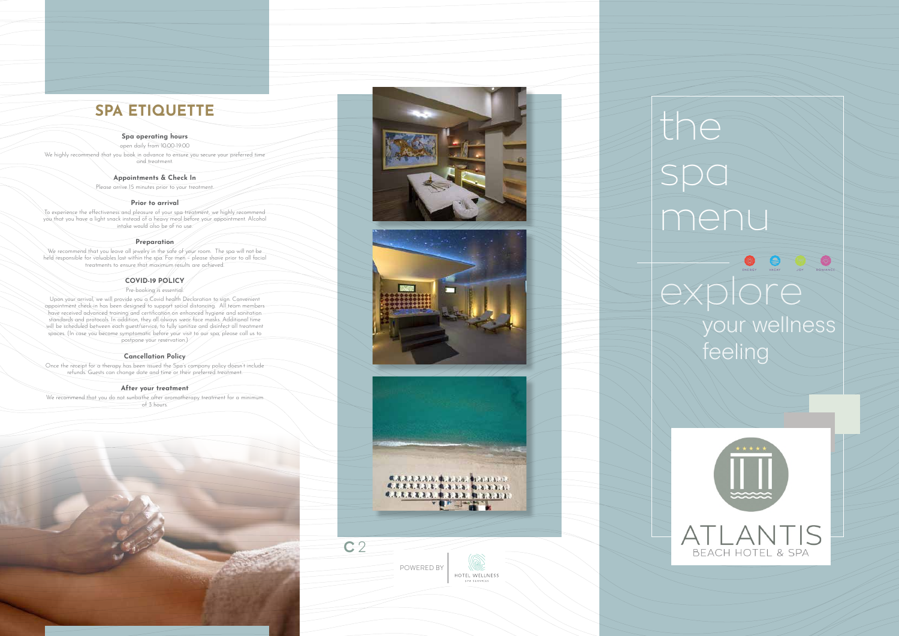## SPA ETIQUETTE

### Spa operating hours

open daily from 10:00-19:00

We highly recommend that you book in advance to ensure you secure your preferred time and treatment.

### Appointments & Check In

Please arrive 15 minutes prior to your treatment.

### Prior to arrival

To experience the effectiveness and pleasure of your spa treatment, we highly recommend you that you have a light snack instead of a heavy meal before your appointment. Alcohol intake would also be of no use.

### Preparation

We recommend that you leave all jewelry in the safe of your room. The spa will not be held responsible for valuables lost within the spa. For men – please shave prior to all facial treatments to ensure that maximum results are achieved.

### COVID-19 POLICY

Pre-booking is essential.

Upon your arrival, we will provide you a Covid health Declaration to sign. Convenient appointment check-in has been designed to support social distancing. All team members have received advanced training and certification on enhanced hygiene and sanitation standards and protocols. In addition, they all always wear face masks. Additional time will be scheduled between each guest/service, to fully sanitize and disinfect all treatment spaces. (In case you become symptomatic before your visit to our spa, please call us to postpone your reservation.)

### Cancellation Policy

Once the receipt for a therapy has been issued the Spa's company policy doesn't include refunds. Guests can change date and time or their preferred treatment.

### After your treatment

We recommend that you do not sunbathe after aromatherapy treatment for a minimum of 3 hours.

C2

POWERED BY HOTEL WELLNESS SPA SERVICES

# the spa menu

ENERGY VACAY JOY ROMANCE

explore your wellness feeling

ATLANTIS BEACH HOTEL & SPA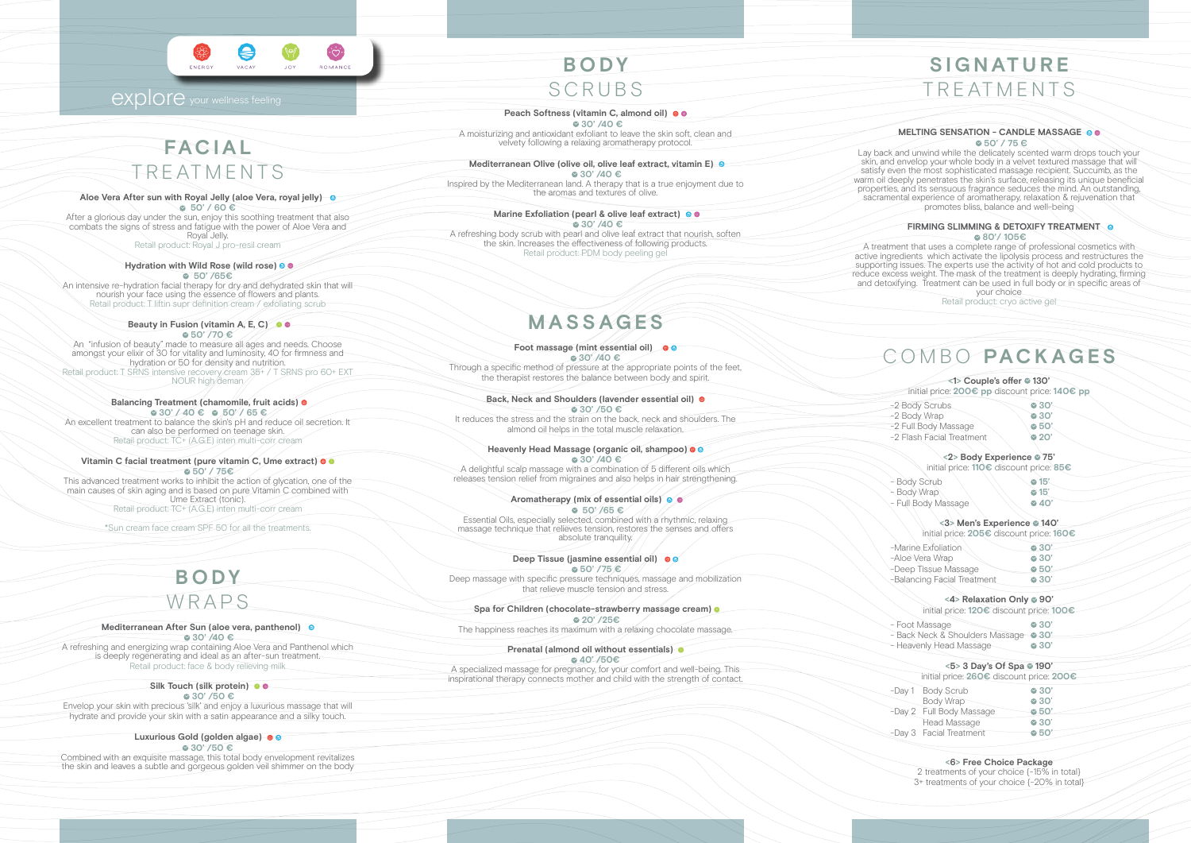ENERGY VACAY JOY ROMANCE

explore your wellness feeling

# FACIAL TREATMENTS

### Aloe Vera After sun with Royal Jelly (aloe Vera, royal jelly)

50' / 60 €

After a glorious day under the sun, enjoy this soothing treatment that also combats the signs of stress and fatigue with the power of Aloe Vera and Royal Jelly.

Retail product: Royal J pro-resil cream

### Hydration with Wild Rose (wild rose)

50' /65€

An intensive re-hydration facial therapy for dry and dehydrated skin that will nourish your face using the essence of flowers and plants.

Retail product: T liftin supr definition cream / exfoliating scrub

### Beauty in Fusion (vitamin A, E, C)

50' /70 €

An "infusion of beauty" made to measure all ages and needs. Choose amongst your elixir of 30 for vitality and luminosity, 40 for firmness and hydration or 50 for density and nutrition.

Retail product: T SRNS intensive recovery cream 35+ / T SRNS pro 60+ EXT NOUR high deman

### Balancing Treatment (chamomile, fruit acids)

30' / 40 € 50' / 65 €

An excellent treatment to balance the skin's pH and reduce oil secretion. It can also be performed on teenage skin.

Retail product: TC+ (A.G.E) inten multi-corr cream

### Vitamin C facial treatment (pure vitamin C, Ume extract)

50' / 75€

This advanced treatment works to inhibit the action of glycation, one of the main causes of skin aging and is based on pure Vitamin C combined with Ume Extract (tonic).

Retail product: TC+ (A.G.E) inten multi-corr cream

*Sun cream face cream SPF 50 for all the treatments.

# BODY WRAPS

### Mediterranean After Sun (aloe vera, panthenol)

30' /40 €

A refreshing and energizing wrap containing Aloe Vera and Panthenol which is deeply regenerating and ideal as an after-sun treatment.

Retail product: face & body relieving milk

### Silk Touch (silk protein)

30' /50 €

Envelop your skin with precious 'silk' and enjoy a luxurious massage that will hydrate and provide your skin with a satin appearance and a silky touch.

### Luxurious Gold (golden algae)

30' /50 €

Combined with an exquisite massage, this total body envelopment revitalizes the skin and leaves a subtle and gorgeous golden veil shimmer on the body

# BODY SCRUBS

### Peach Softness (vitamin C, almond oil)

30' /40 €

A moisturizing and antioxidant exfoliant to leave the skin soft, clean and velvety following a relaxing aromatherapy protocol.

### Mediterranean Olive (olive oil, olive leaf extract, vitamin E)

30' /40 €

Inspired by the Mediterranean land. A therapy that is a true enjoyment due to the aromas and textures of olive.

### Marine Exfoliation (pearl & olive leaf extract)

30' /40 €

A refreshing body scrub with pearl and olive leaf extract that nourish, soften the skin. Increases the effectiveness of following products.

Retail product: PDM body peeling gel

# MASSAGES

### Foot massage (mint essential oil)

30' /40 €

Through a specific method of pressure at the appropriate points of the feet, the therapist restores the balance between body and spirit.

### Back, Neck and Shoulders (lavender essential oil)

30' /50 €

It reduces the stress and the strain on the back, neck and shoulders. The almond oil helps in the total muscle relaxation.

### Heavenly Head Massage (organic oil, shampoo)

30' /40 €

A delightful scalp massage with a combination of 5 different oils which releases tension relief from migraines and also helps in hair strengthening.

### Aromatherapy (mix of essential oils)

50' /65 €

Essential Oils, especially selected, combined with a rhythmic, relaxing massage technique that relieves tension, restores the senses and offers absolute tranquility.

### Deep Tissue (jasmine essential oil)

50' /75 €

Deep massage with specific pressure techniques, massage and mobilization that relieve muscle tension and stress.

### Spa for Children (chocolate-strawberry massage cream)

20' /25€

The happiness reaches its maximum with a relaxing chocolate massage.

### Prenatal (almond oil without essentials)

40' /50€

A specialized massage for pregnancy, for your comfort and well-being. This inspirational therapy connects mother and child with the strength of contact.

# SIGNATURE TREATMENTS

### MELTING SENSATION - CANDLE MASSAGE

50' / 75 €

Lay back and unwind while the delicately scented warm drops touch your skin, and envelop your whole body in a velvet textured massage that will satisfy even the most sophisticated massage recipient. Succumb, as the warm oil deeply penetrates the skin's surface, releasing its unique beneficial properties, and its sensuous fragrance seduces the mind. An outstanding, sacramental experience of aromatherapy, relaxation & rejuvenation that promotes bliss, balance and well-being

### FIRMING SLIMMING & DETOXIFY TREATMENT

80'/ 105€

A treatment that uses a complete range of professional cosmetics with active ingredients which activate the lipolysis process and restructures the supporting issues. The experts use the activity of hot and cold products to reduce excess weight. The mask of the treatment is deeply hydrating, firming and detoxifying. Treatment can be used in full body or in specific areas of your choice

Retail product: cryo active gel

# COMBO PACKAGES

### <1> Couple's offer 130'

initial price: 200€ pp discount price: 140€ pp

- -2 Body Scrubs 30'
- -2 Body Wrap 30'
- -2 Full Body Massage 50'
- -2 Flash Facial Treatment 20'

### <2> Body Experience 75'

initial price: 110€ discount price: 85€

- Body Scrub 15'
- Body Wrap 15'
- Full Body Massage 40'

### <3> Men's Experience 140'

initial price: 205€ discount price: 160€

- -Marine Exfoliation 30'
- -Aloe Vera Wrap 30'
- -Deep Tissue Massage 50'
- -Balancing Facial Treatment 30'

### <4> Relaxation Only 90'

initial price: 120€ discount price: 100€

- Foot Massage 30'
- Back Neck & Shoulders Massage 30'
- Heavenly Head Massage 30'

### <5> 3 Day's Of Spa 190'

initial price: 260€ discount price: 200€

- -Day 1 Body Scrub 30'
  - Body Wrap 30'
- -Day 2 Full Body Massage 50'
  - Head Massage 30'
- -Day 3 Facial Treatment 50'

### <6> Free Choice Package

2 treatments of your choice (-15% in total)

3+ treatments of your choice (-20% in total)